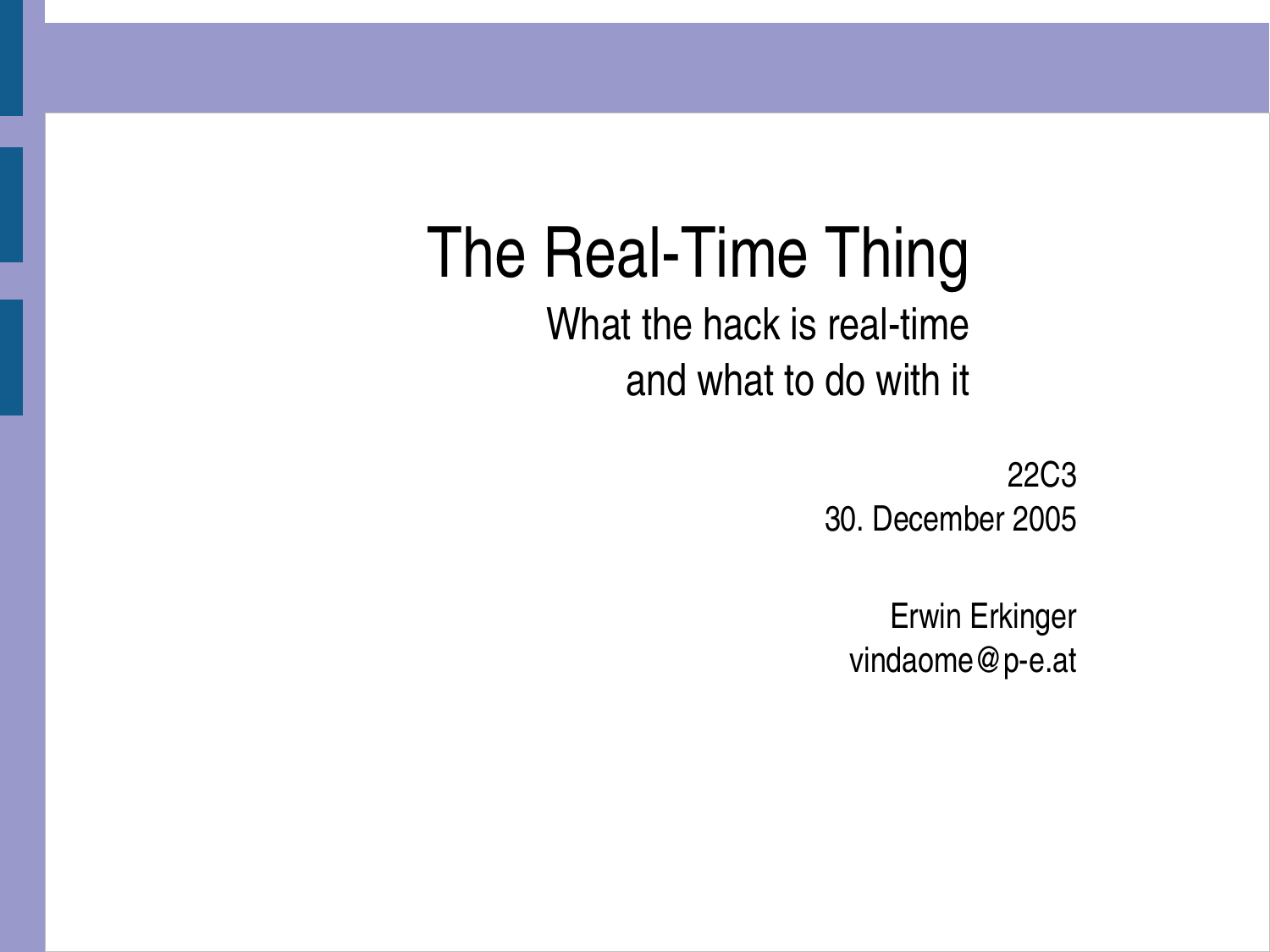# The Real-Time Thing

## What the hack is real-time and what to do with it

22C3

30. December 2005

Erwin Erkinger

vindaome@p-e.at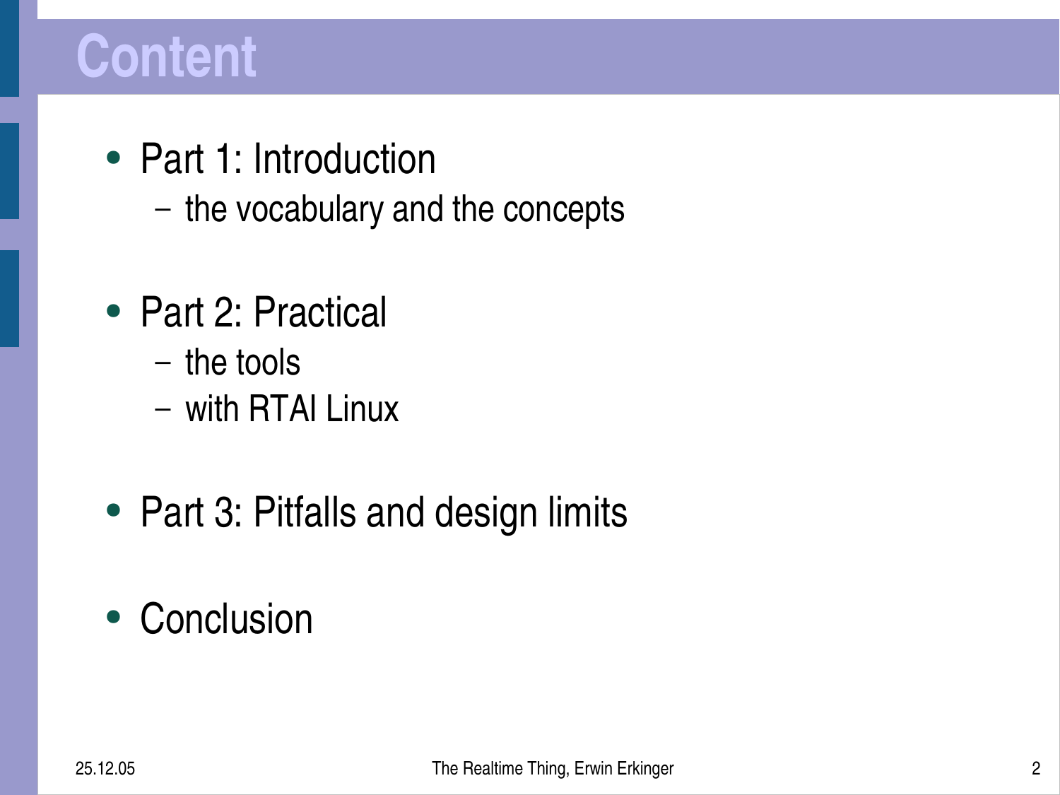# Content

- Part 1: Introduction
  - the vocabulary and the concepts

- Part 2: Practical
  - the tools
  - with RTAI Linux

- Part 3: Pitfalls and design limits

- Conclusion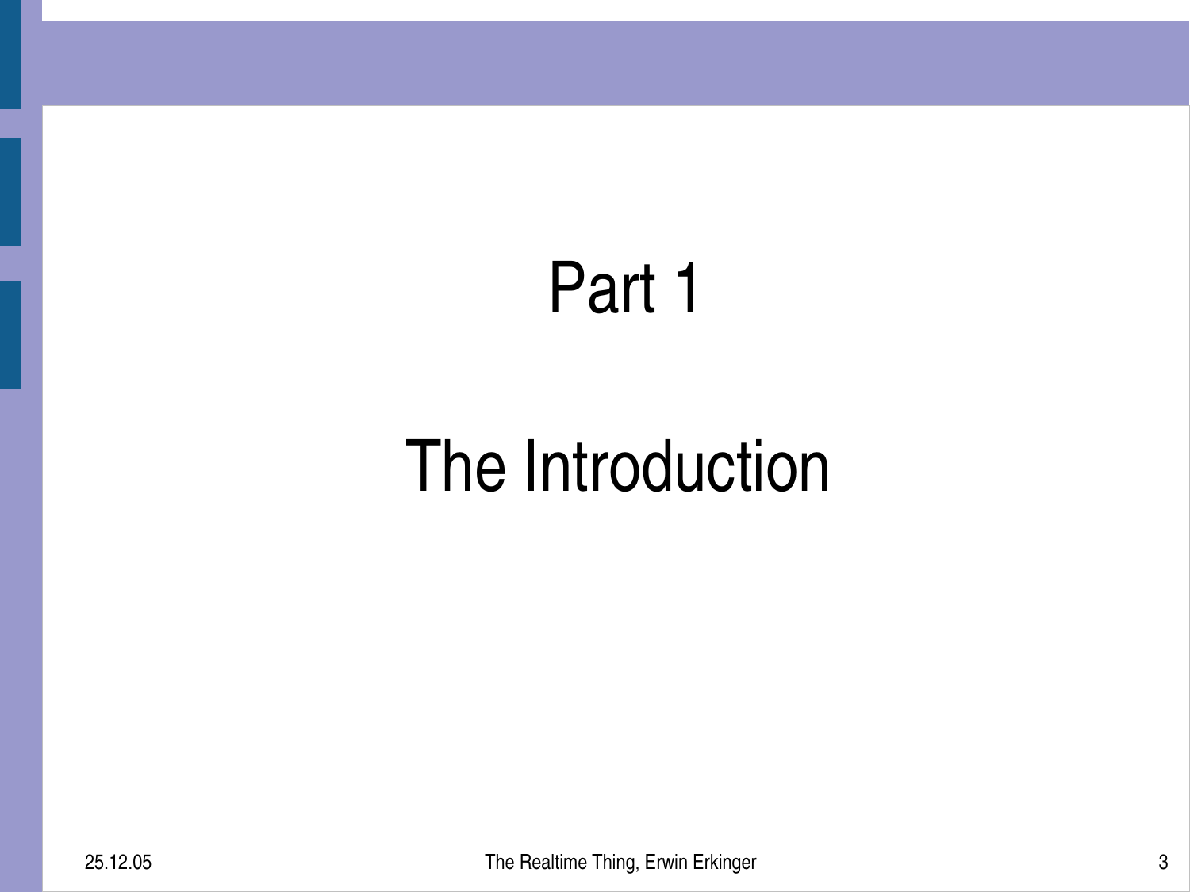# Part 1

# The Introduction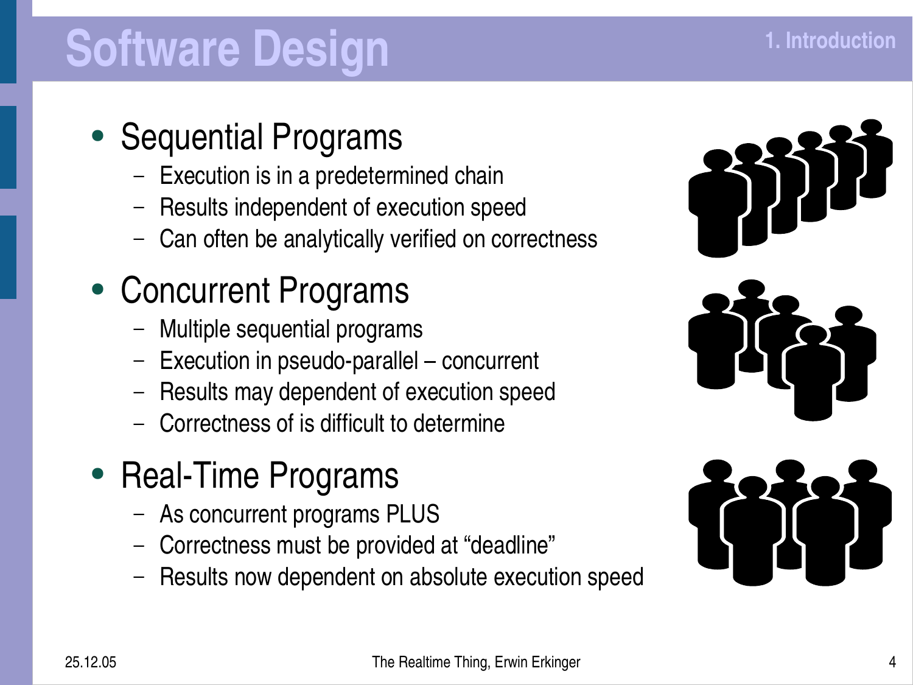# Software Design

- Sequential Programs
  - Execution is in a predetermined chain
  - Results independent of execution speed
  - Can often be analytically verified on correctness
- Concurrent Programs
  - Multiple sequential programs
  - Execution in pseudo-parallel – concurrent
  - Results may dependent of execution speed
  - Correctness of is difficult to determine
- Real-Time Programs
  - As concurrent programs PLUS
  - Correctness must be provided at "deadline"
  - Results now dependent on absolute execution speed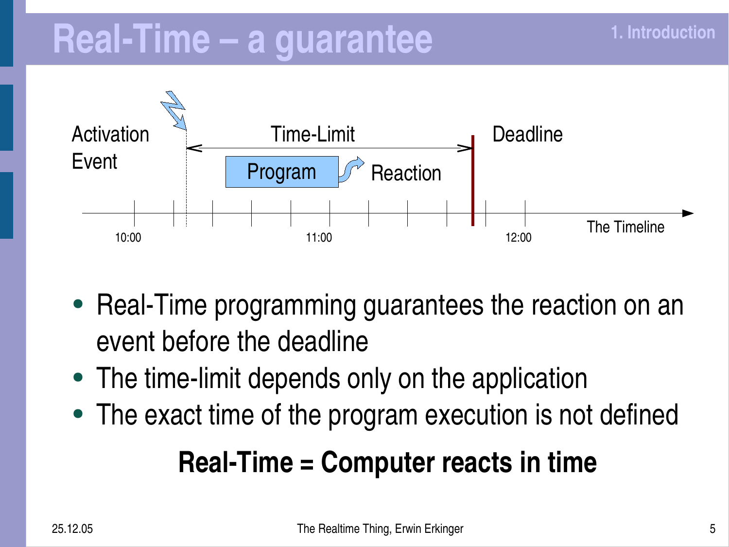# Real-Time – a guarantee

Activation Event — Time-Limit — Deadline

Program → Reaction

10:00 — 11:00 — 12:00 — The Timeline

- Real-Time programming guarantees the reaction on an event before the deadline
- The time-limit depends only on the application
- The exact time of the program execution is not defined

**Real-Time = Computer reacts in time**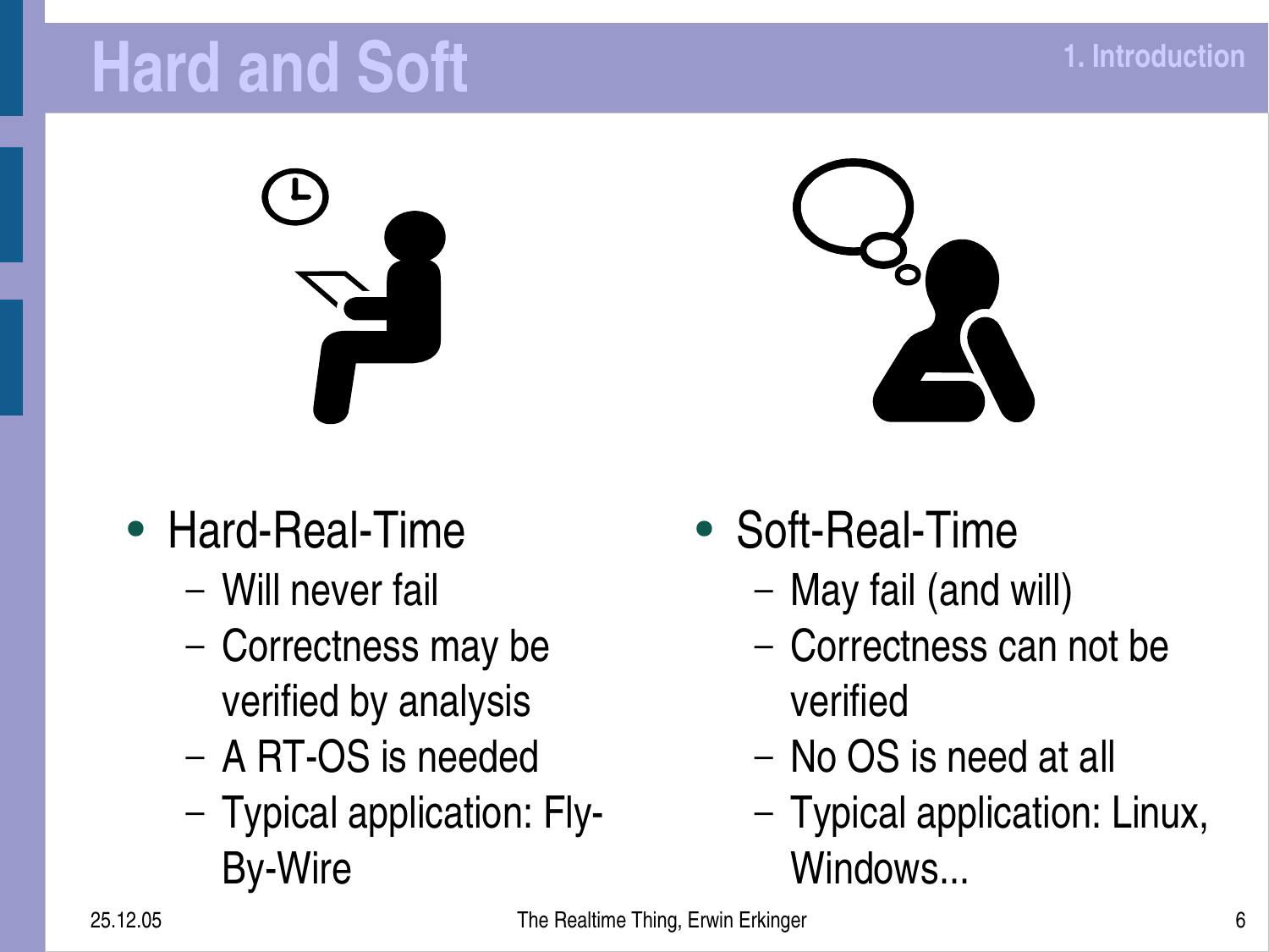# Hard and Soft

- Hard-Real-Time
  - Will never fail
  - Correctness may be verified by analysis
  - A RT-OS is needed
  - Typical application: Fly-By-Wire
- Soft-Real-Time
  - May fail (and will)
  - Correctness can not be verified
  - No OS is need at all
  - Typical application: Linux, Windows...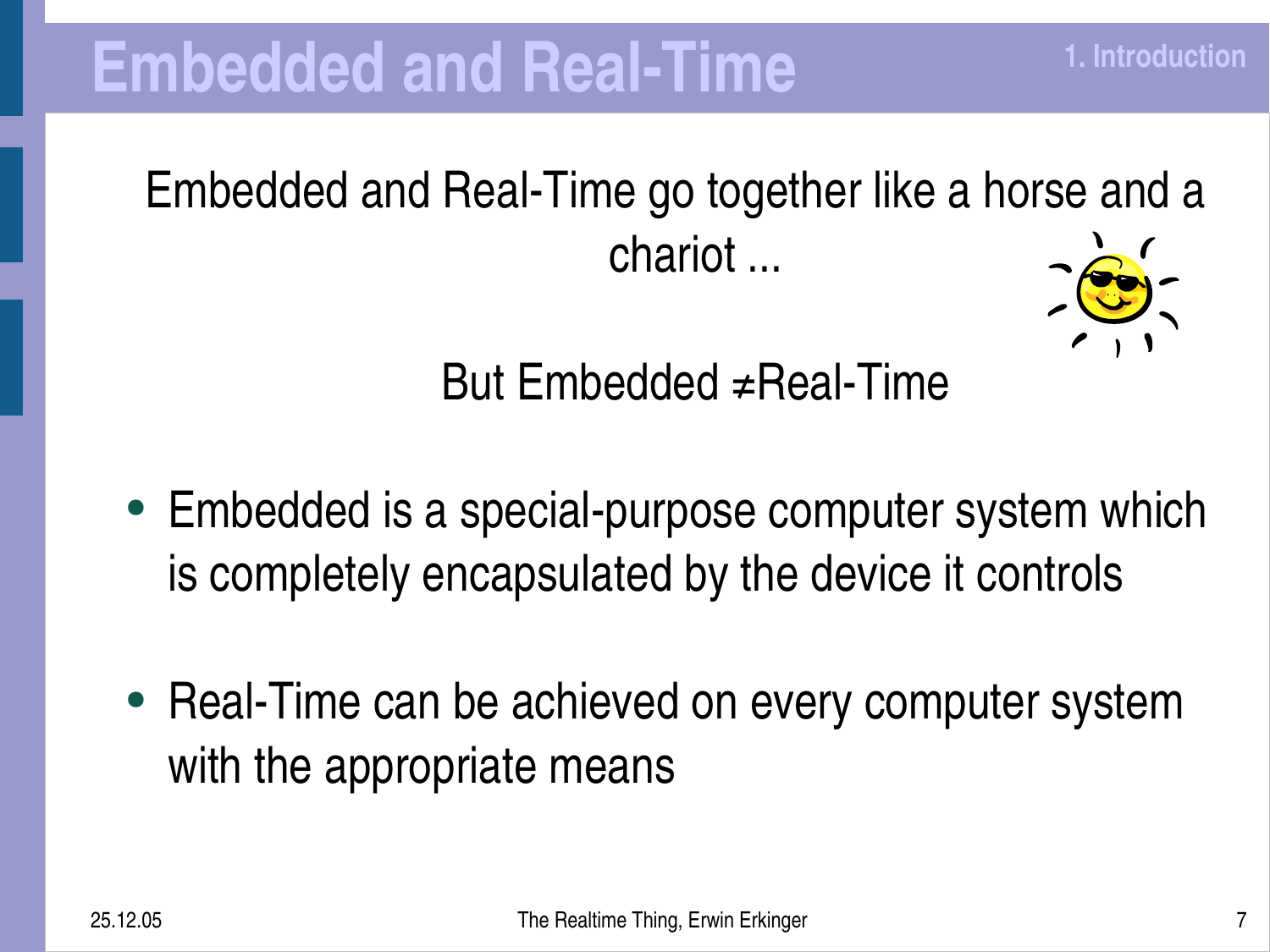# Embedded and Real-Time

Embedded and Real-Time go together like a horse and a chariot ...

But Embedded ≠Real-Time

- Embedded is a special-purpose computer system which is completely encapsulated by the device it controls
- Real-Time can be achieved on every computer system with the appropriate means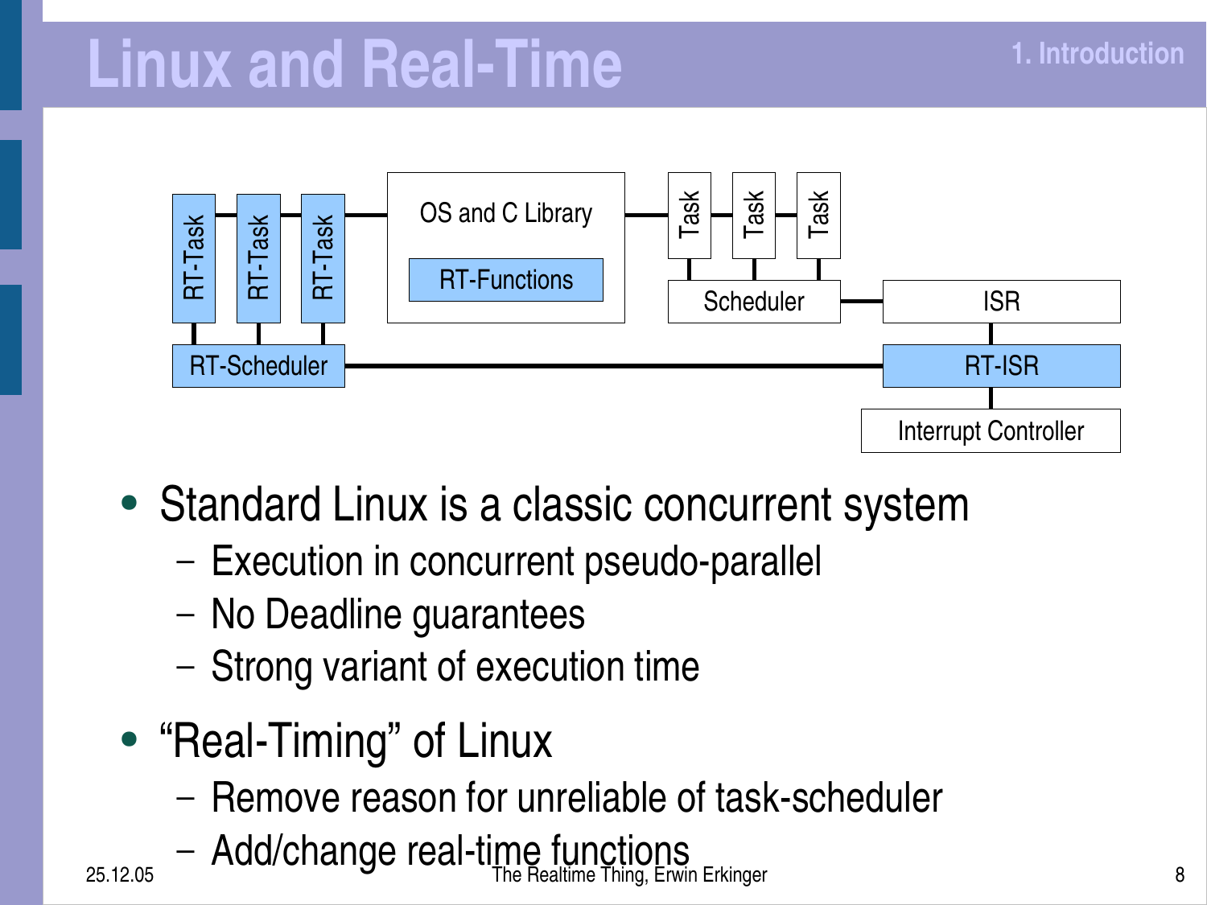# Linux and Real-Time

- Standard Linux is a classic concurrent system
  - Execution in concurrent pseudo-parallel
  - No Deadline guarantees
  - Strong variant of execution time
- "Real-Timing" of Linux
  - Remove reason for unreliable of task-scheduler
  - Add/change real-time functions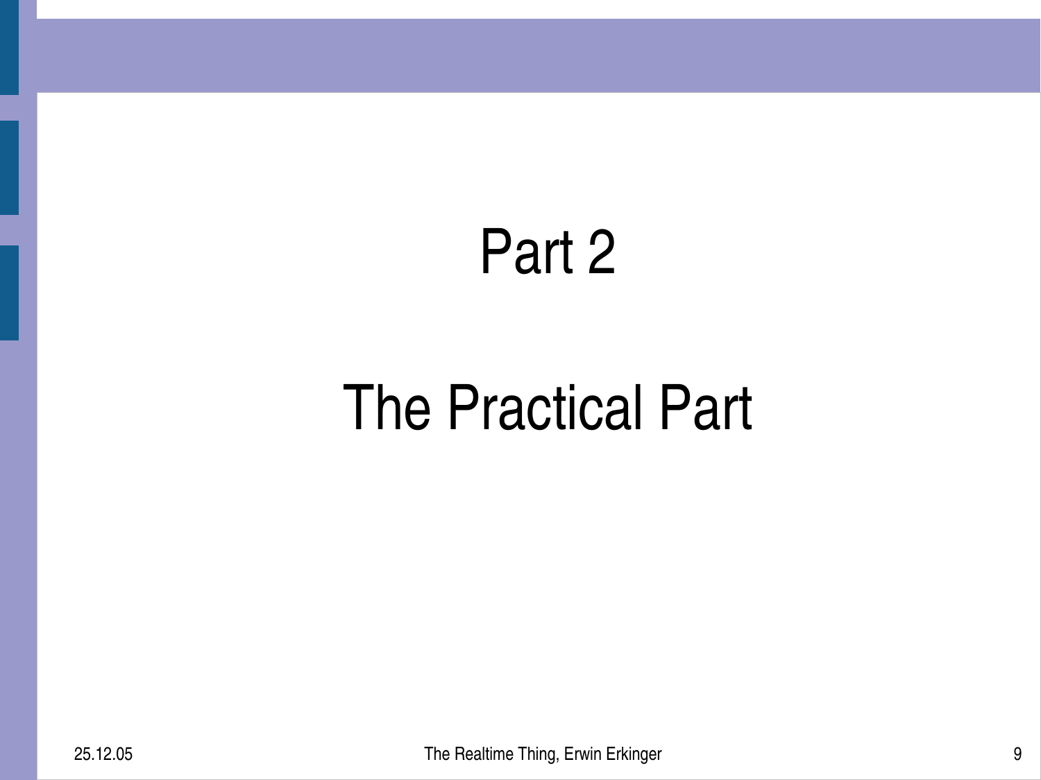# Part 2

# The Practical Part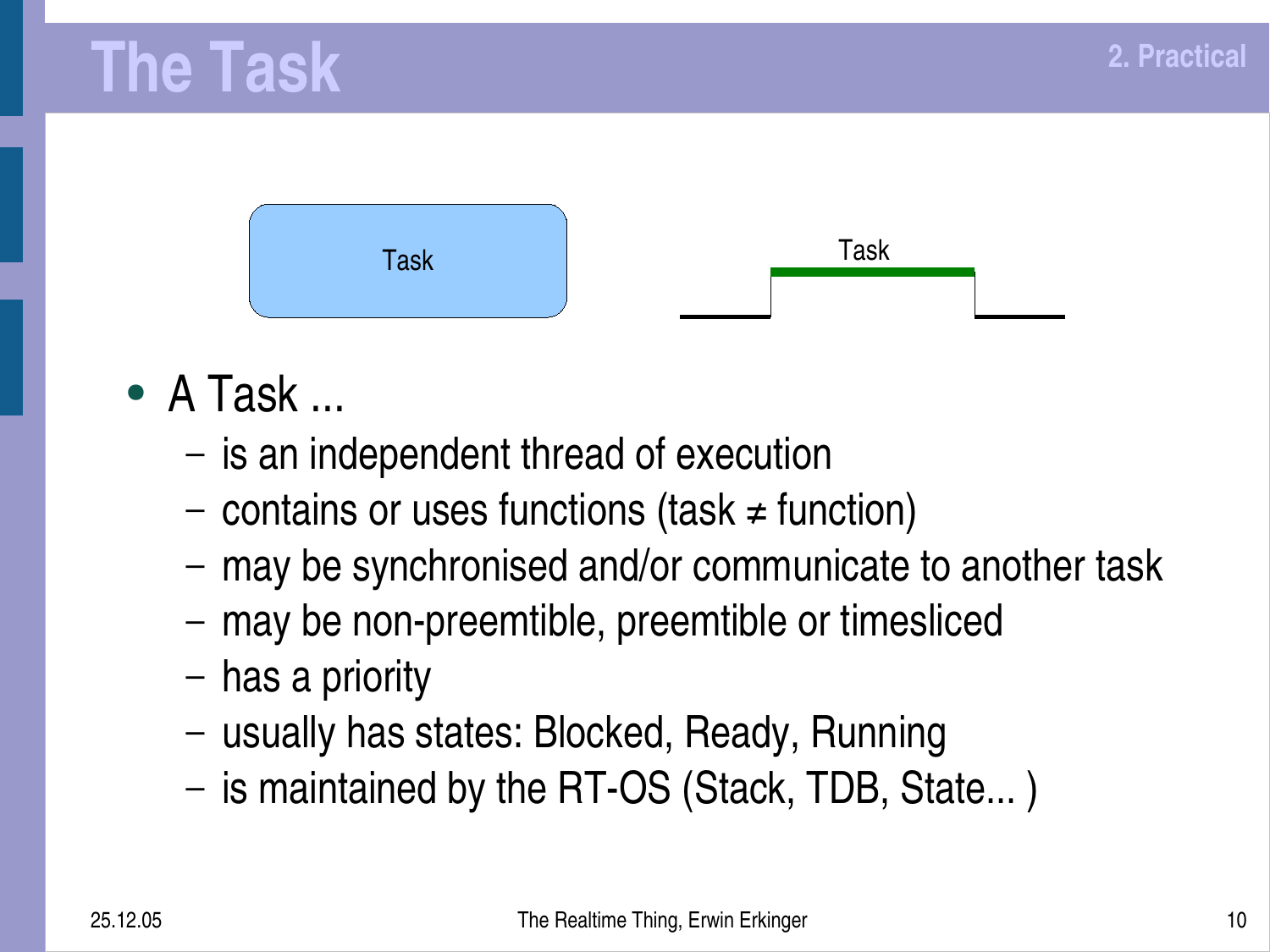# The Task

Task

Task

- A Task ...
  - is an independent thread of execution
  - contains or uses functions (task ≠ function)
  - may be synchronised and/or communicate to another task
  - may be non-preemtible, preemtible or timesliced
  - has a priority
  - usually has states: Blocked, Ready, Running
  - is maintained by the RT-OS (Stack, TDB, State... )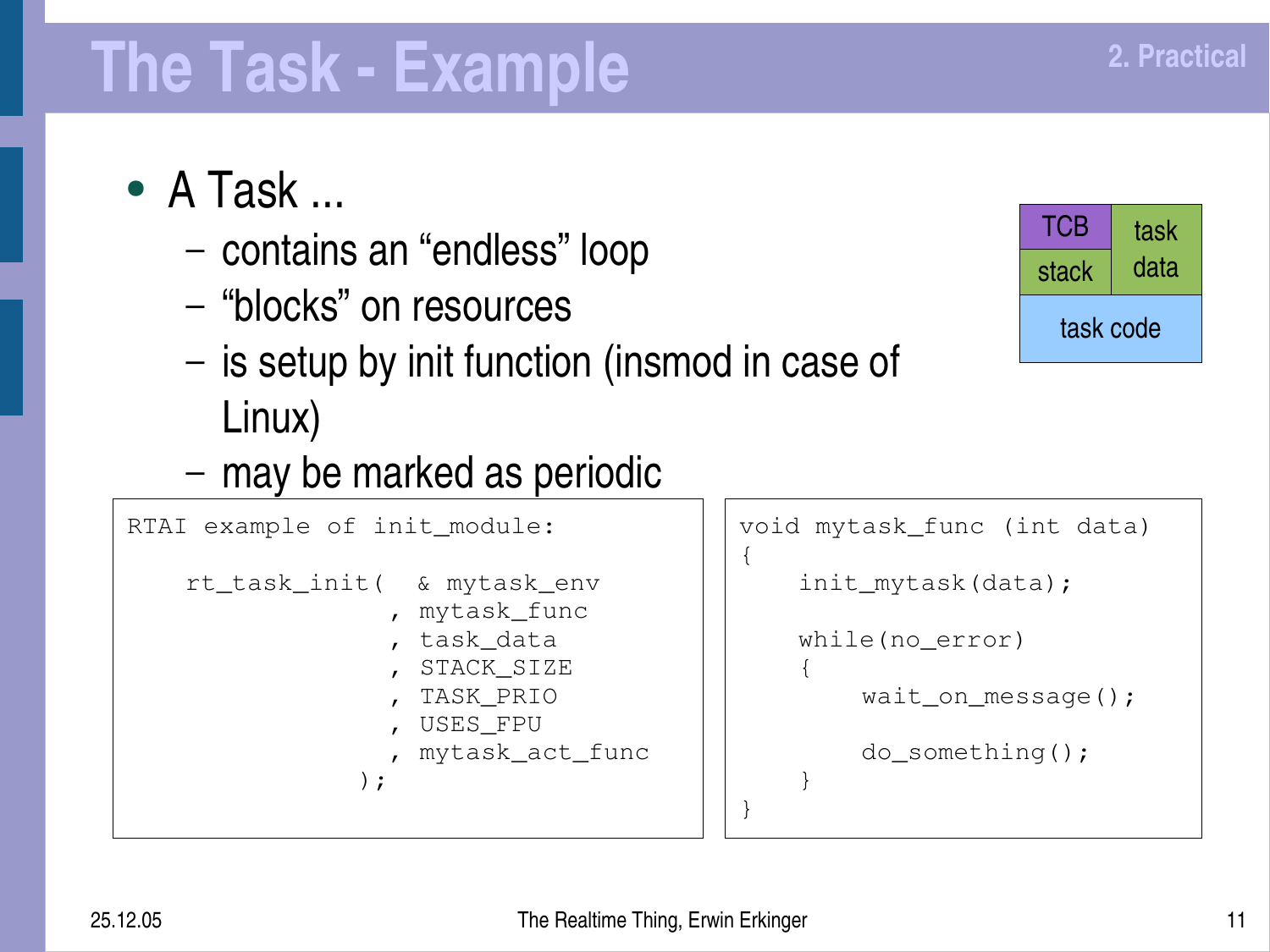# The Task - Example

- A Task ...
  - contains an "endless" loop
  - "blocks" on resources
  - is setup by init function (insmod in case of Linux)
  - may be marked as periodic

| TCB | task data |
|---|---|
| stack | |
| task code | |

```
RTAI example of init_module:

    rt_task_init(  & mytask_env
                 , mytask_func
                 , task_data
                 , STACK_SIZE
                 , TASK_PRIO
                 , USES_FPU
                 , mytask_act_func
               );
```

```
void mytask_func (int data)
{
    init_mytask(data);

    while(no_error)
    {
        wait_on_message();

        do_something();
    }
}
```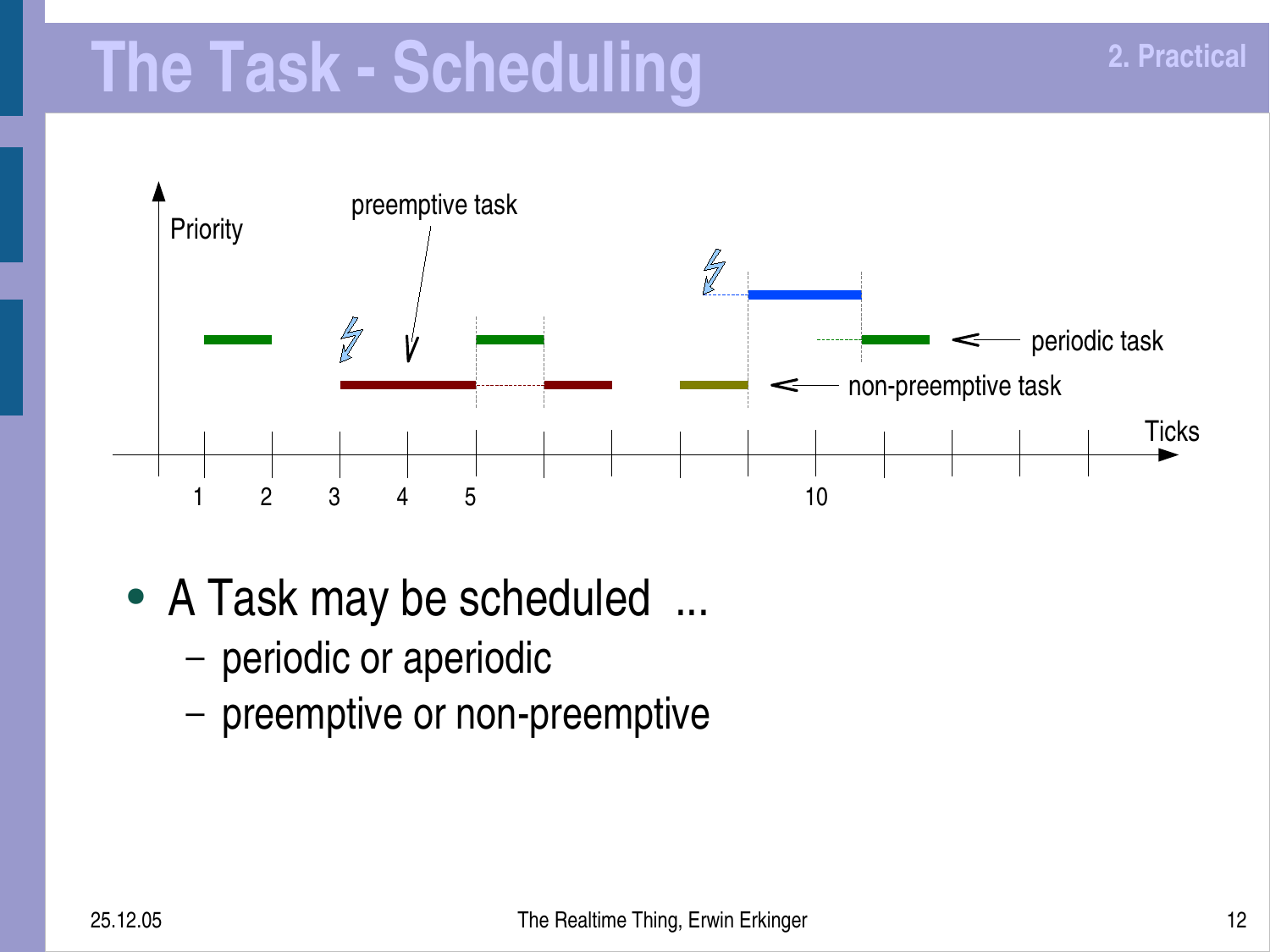# The Task - Scheduling

Priority

preemptive task

periodic task

non-preemptive task

Ticks

1 2 3 4 5 10

- A Task may be scheduled ...
  - periodic or aperiodic
  - preemptive or non-preemptive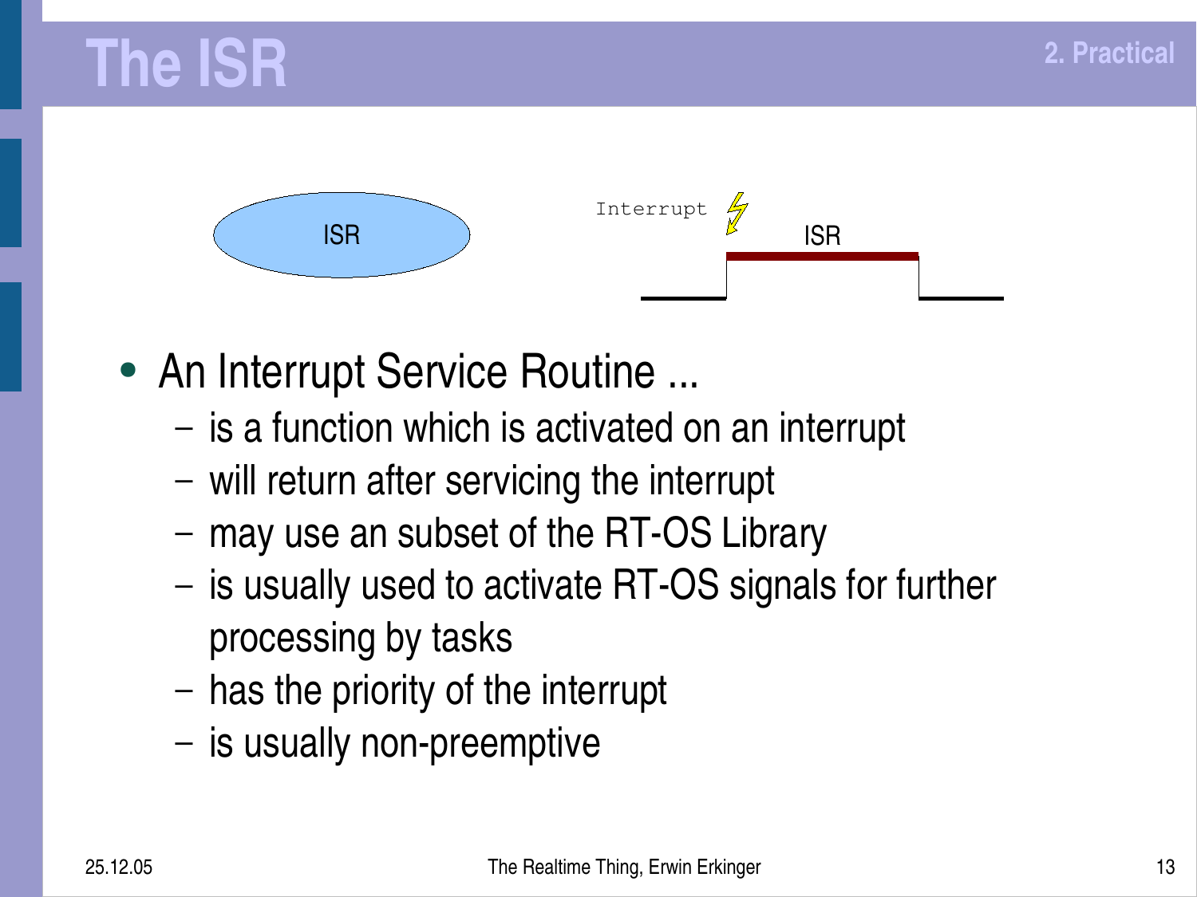# The ISR

ISR

Interrupt

ISR

- An Interrupt Service Routine ...
  - is a function which is activated on an interrupt
  - will return after servicing the interrupt
  - may use an subset of the RT-OS Library
  - is usually used to activate RT-OS signals for further processing by tasks
  - has the priority of the interrupt
  - is usually non-preemptive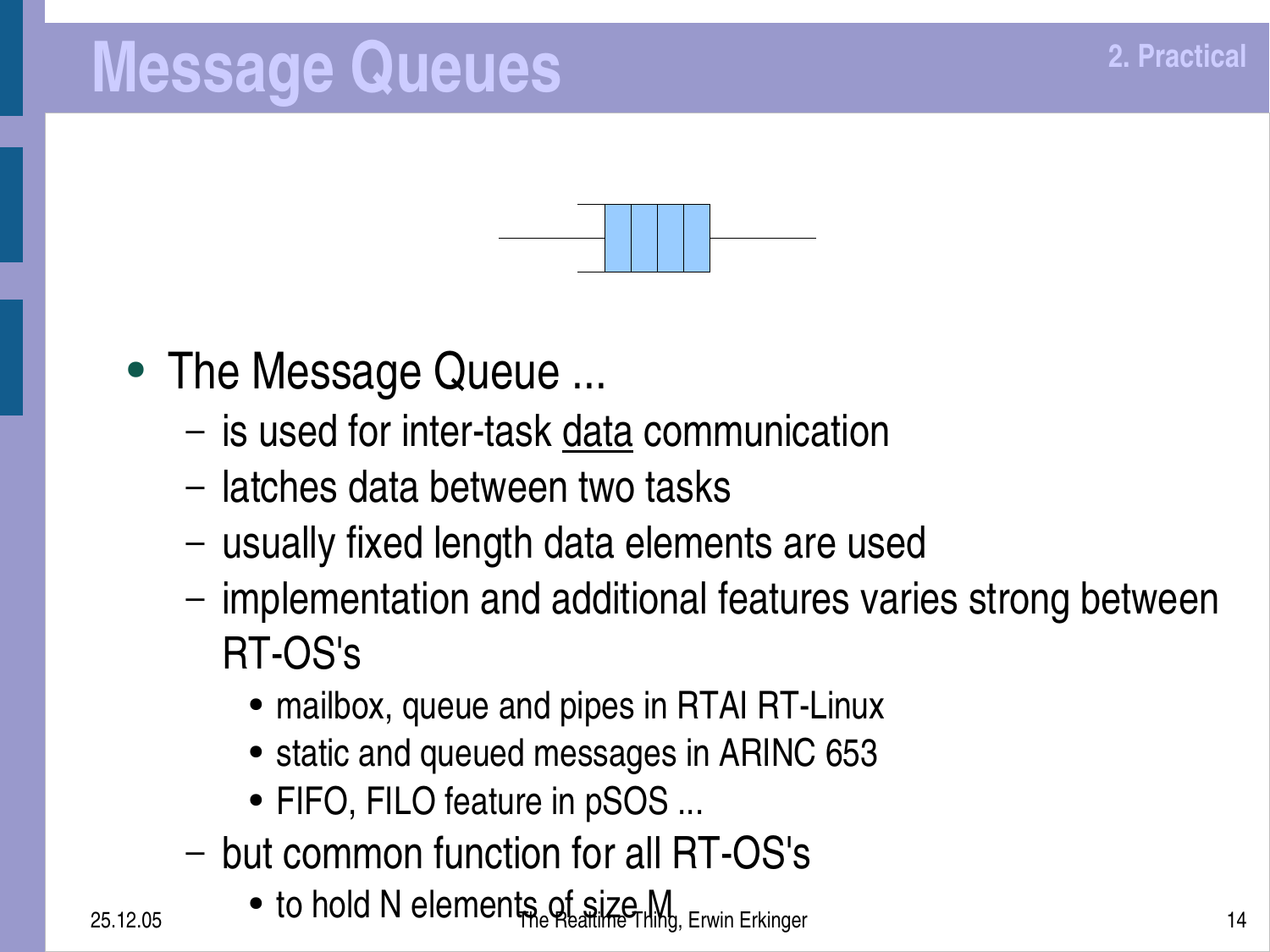# Message Queues

- The Message Queue ...
  - is used for inter-task data communication
  - latches data between two tasks
  - usually fixed length data elements are used
  - implementation and additional features varies strong between RT-OS's
    - mailbox, queue and pipes in RTAI RT-Linux
    - static and queued messages in ARINC 653
    - FIFO, FILO feature in pSOS ...
  - but common function for all RT-OS's
    - to hold N elements of size M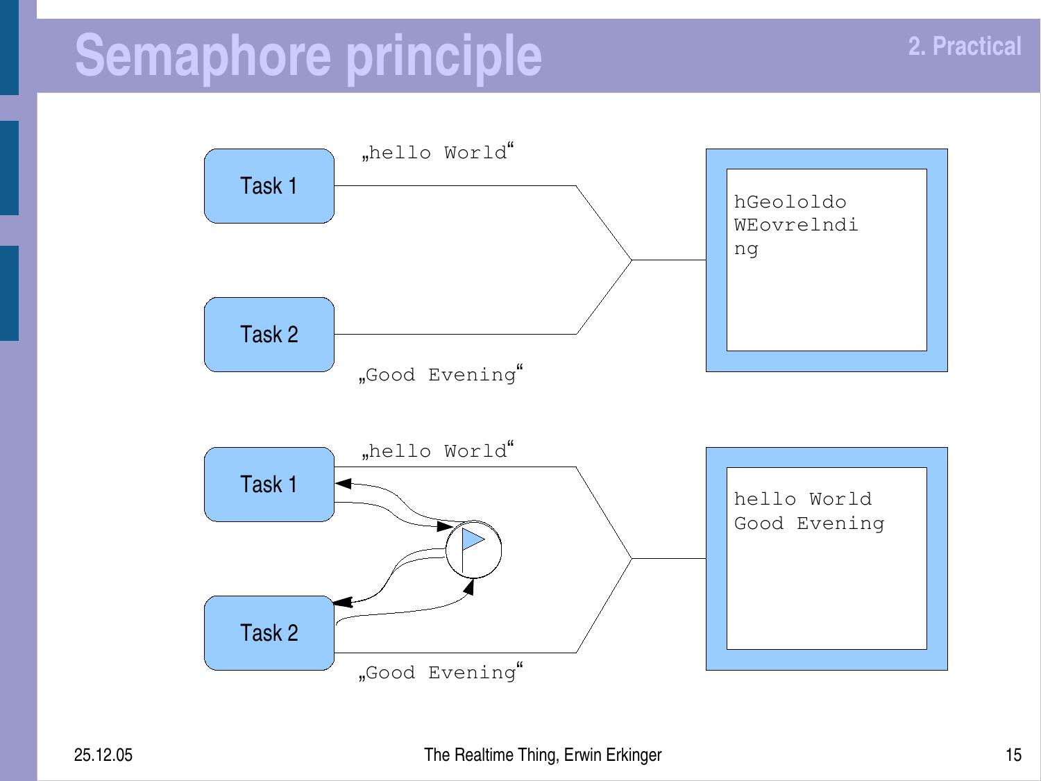# Semaphore principle

Task 1 — „hello World“

Task 2 — „Good Evening“

```
hGeololdo
WEovrelndi
ng
```

Task 1 — „hello World“

Task 2 — „Good Evening“

```
hello World
Good Evening
```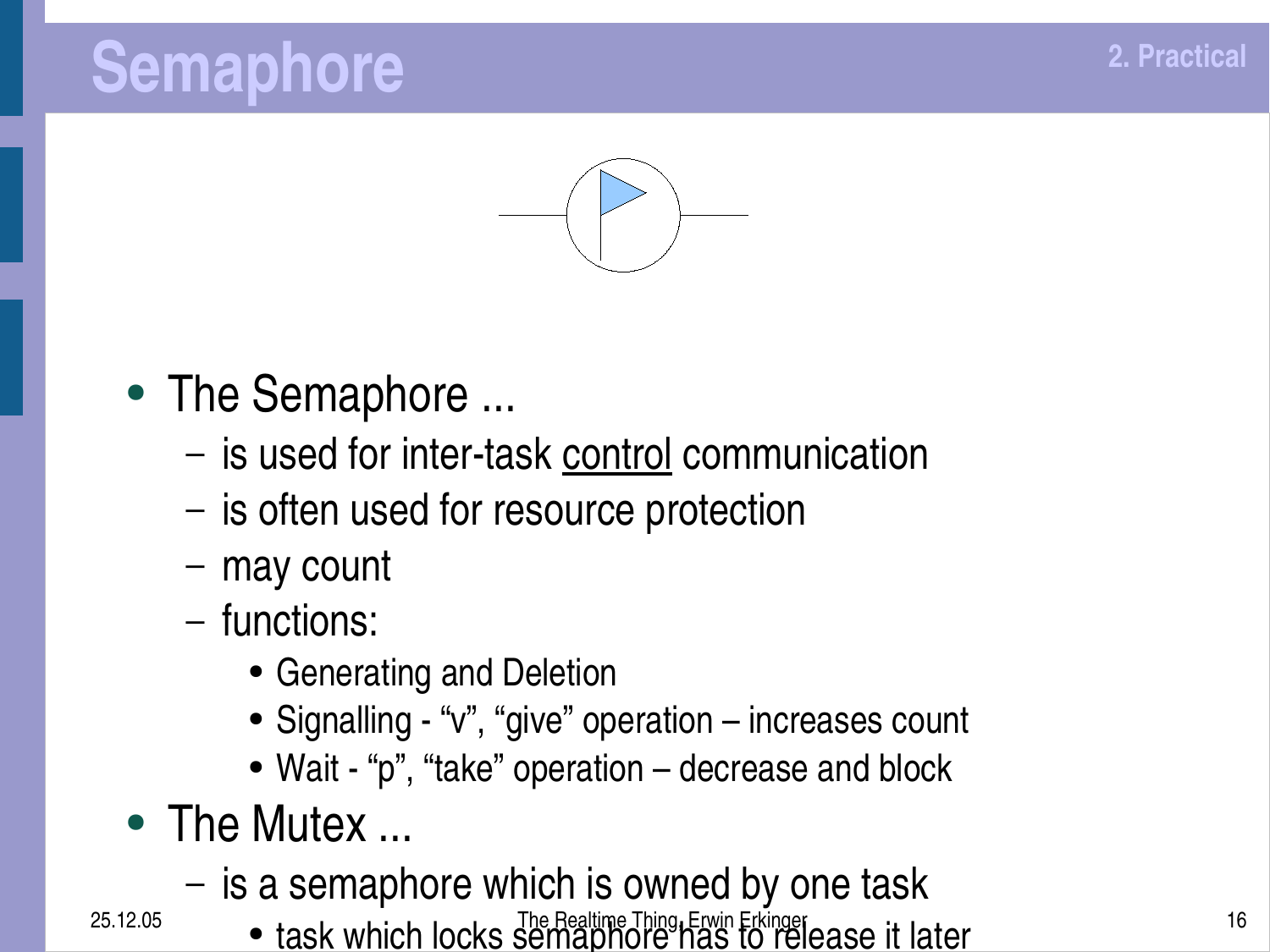# Semaphore

- The Semaphore ...
  - is used for inter-task <u>control</u> communication
  - is often used for resource protection
  - may count
  - functions:
    - Generating and Deletion
    - Signalling - “v”, “give” operation – increases count
    - Wait - “p”, “take” operation – decrease and block
- The Mutex ...
  - is a semaphore which is owned by one task
    - task which locks semaphore has to release it later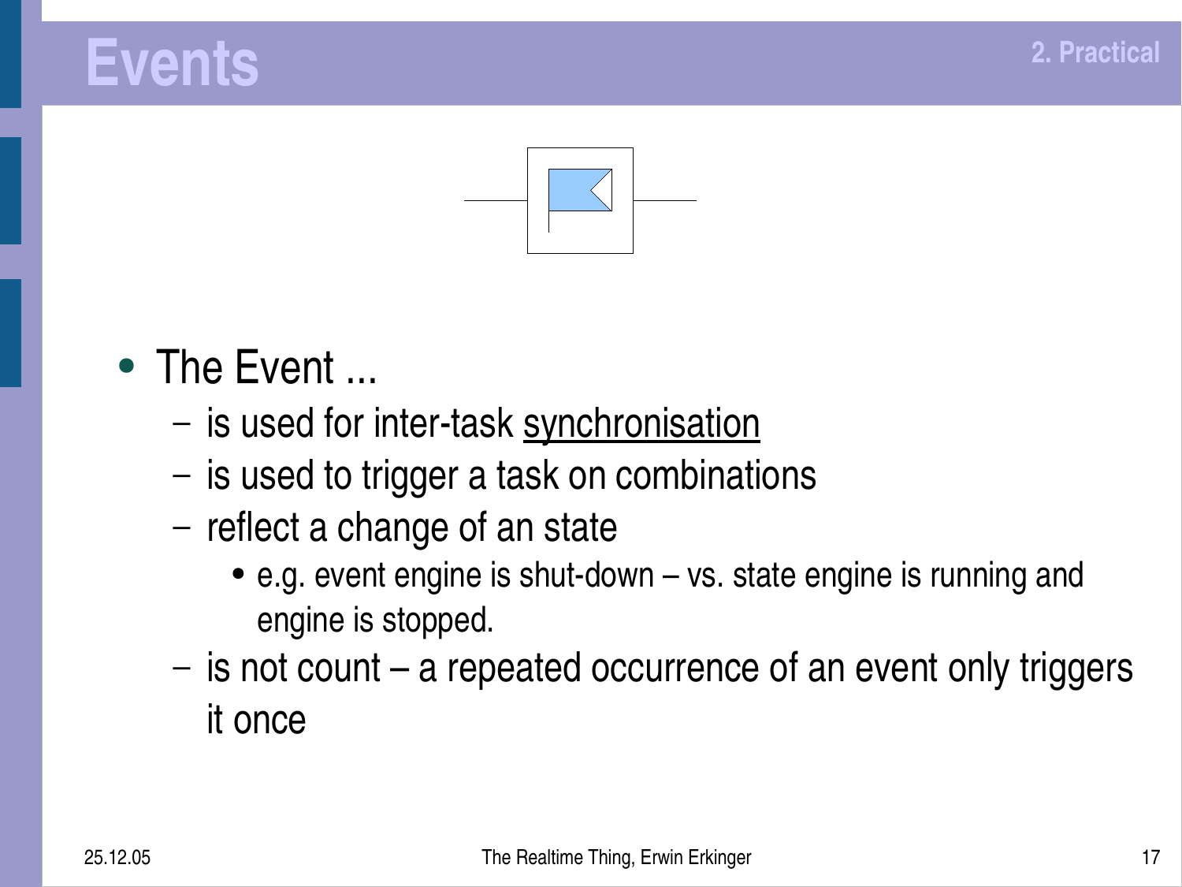# Events

- The Event ...
  - is used for inter-task <u>synchronisation</u>
  - is used to trigger a task on combinations
  - reflect a change of an state
    - e.g. event engine is shut-down – vs. state engine is running and engine is stopped.
  - is not count – a repeated occurrence of an event only triggers it once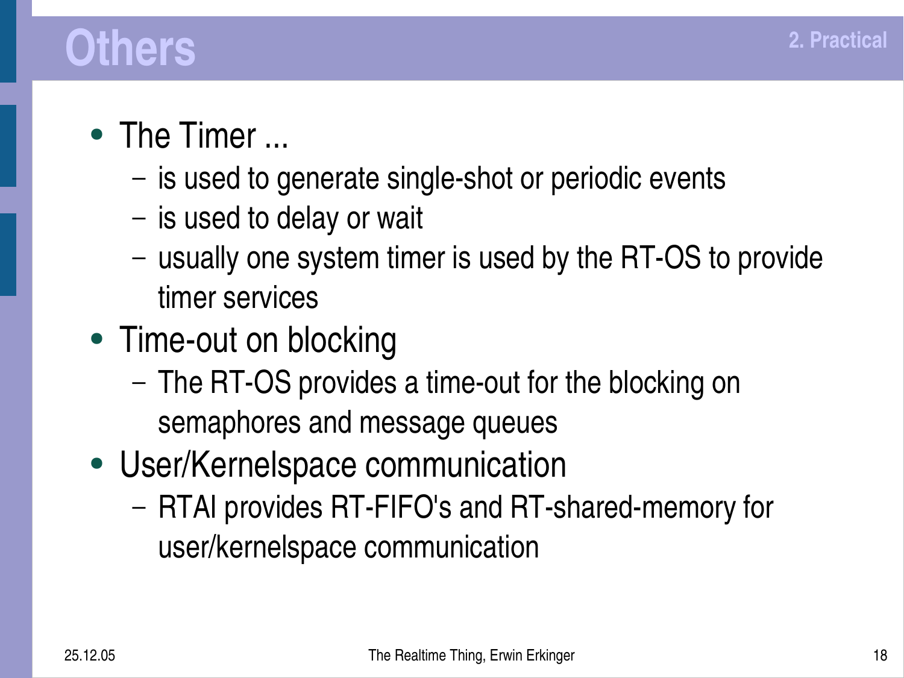# Others

- The Timer ...
  - is used to generate single-shot or periodic events
  - is used to delay or wait
  - usually one system timer is used by the RT-OS to provide timer services
- Time-out on blocking
  - The RT-OS provides a time-out for the blocking on semaphores and message queues
- User/Kernelspace communication
  - RTAI provides RT-FIFO's and RT-shared-memory for user/kernelspace communication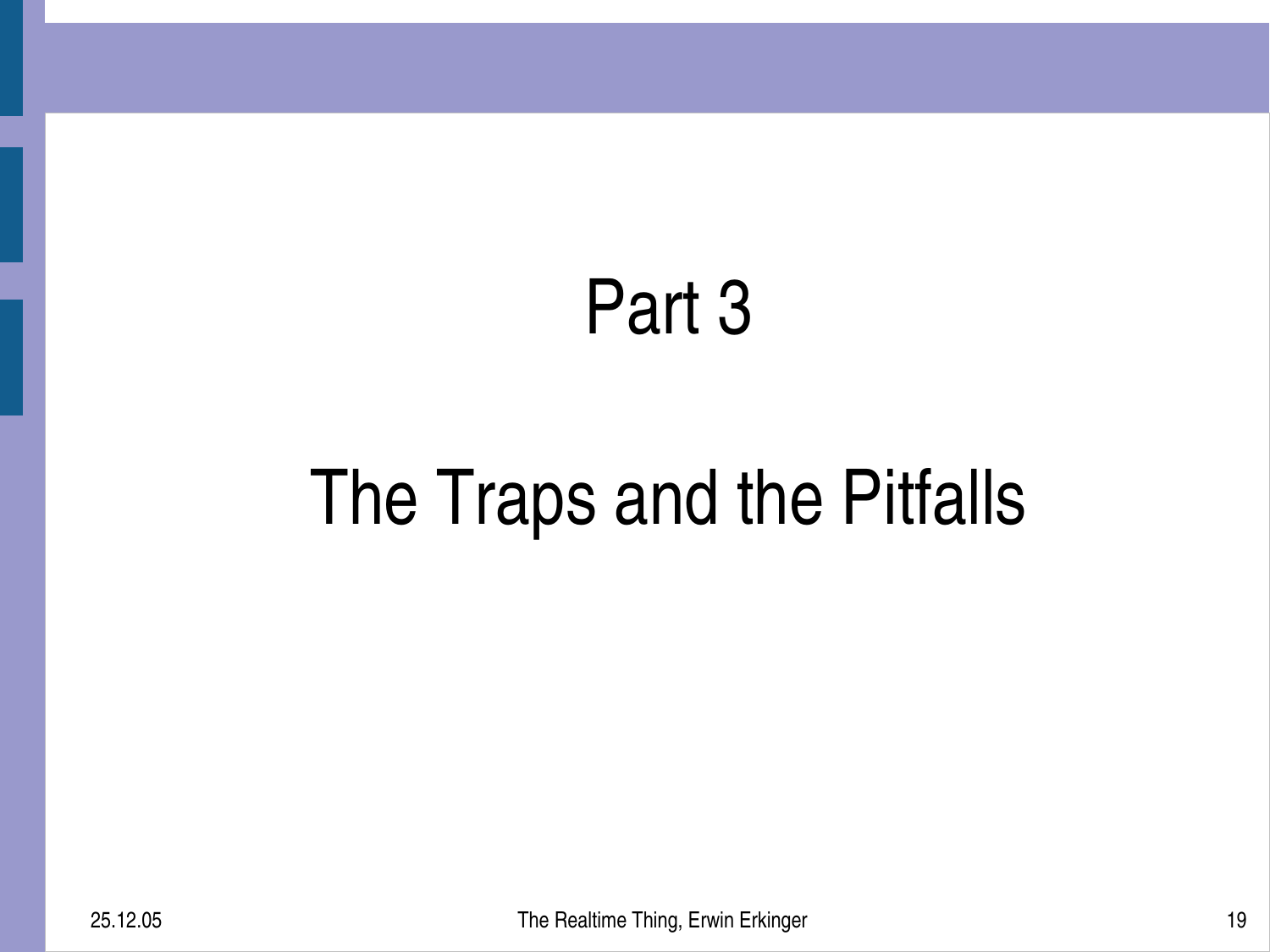# Part 3

# The Traps and the Pitfalls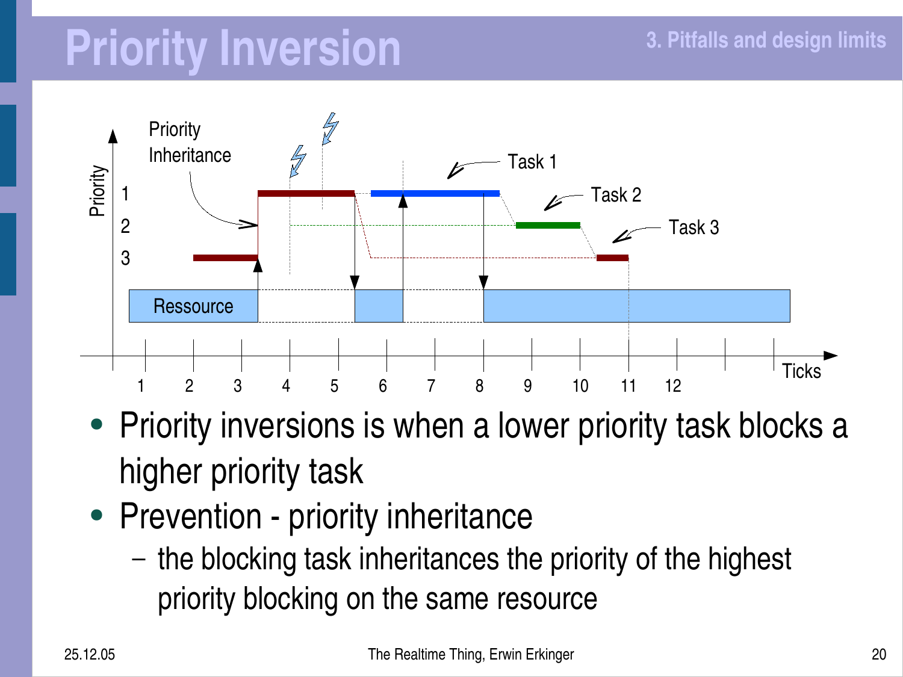# Priority Inversion

- Priority inversions is when a lower priority task blocks a higher priority task
- Prevention - priority inheritance
  - the blocking task inheritances the priority of the highest priority blocking on the same resource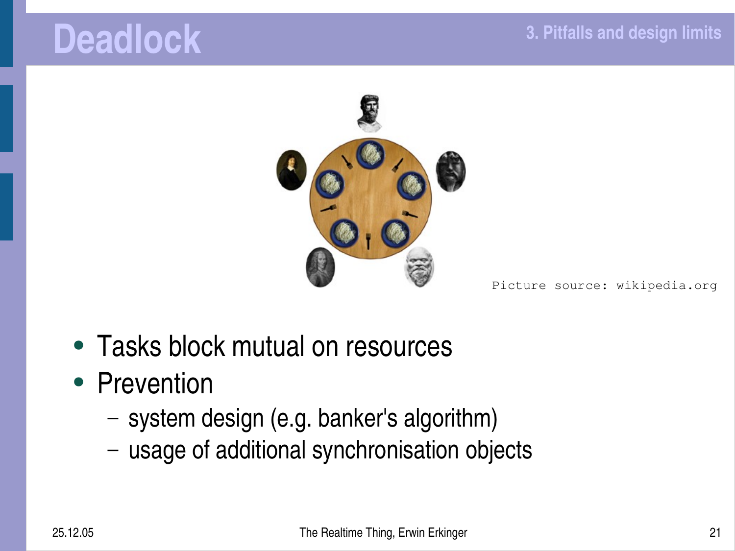# Deadlock

Picture source: wikipedia.org

- Tasks block mutual on resources
- Prevention
  - system design (e.g. banker's algorithm)
  - usage of additional synchronisation objects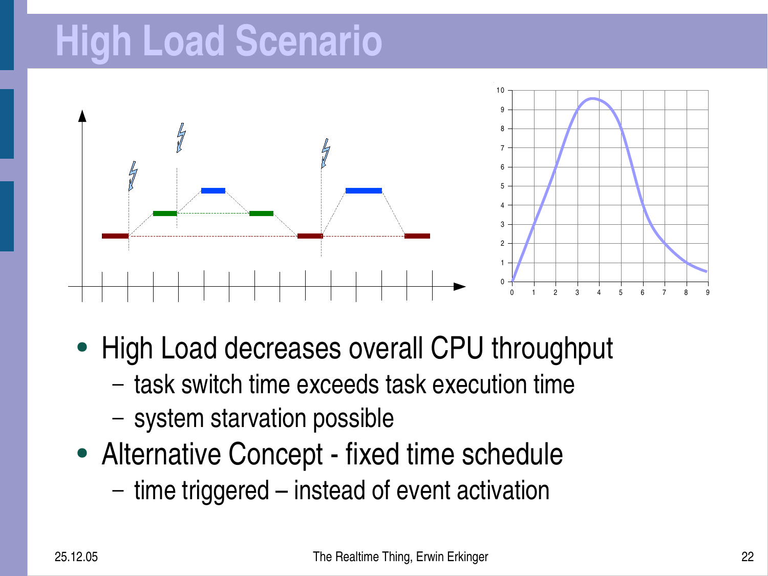# High Load Scenario

- High Load decreases overall CPU throughput
  - task switch time exceeds task execution time
  - system starvation possible
- Alternative Concept - fixed time schedule
  - time triggered – instead of event activation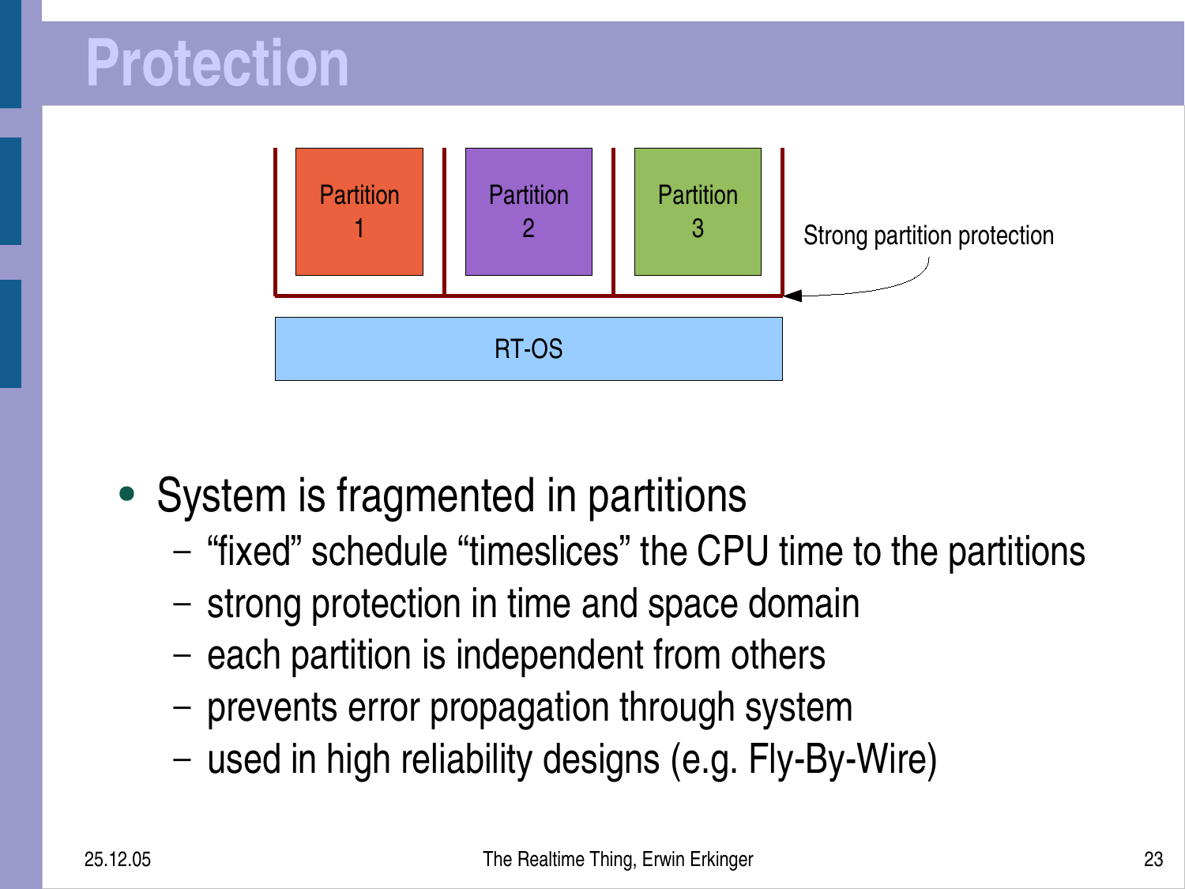# Protection

Partition 1

Partition 2

Partition 3

Strong partition protection

RT-OS

- System is fragmented in partitions
  - “fixed” schedule “timeslices” the CPU time to the partitions
  - strong protection in time and space domain
  - each partition is independent from others
  - prevents error propagation through system
  - used in high reliability designs (e.g. Fly-By-Wire)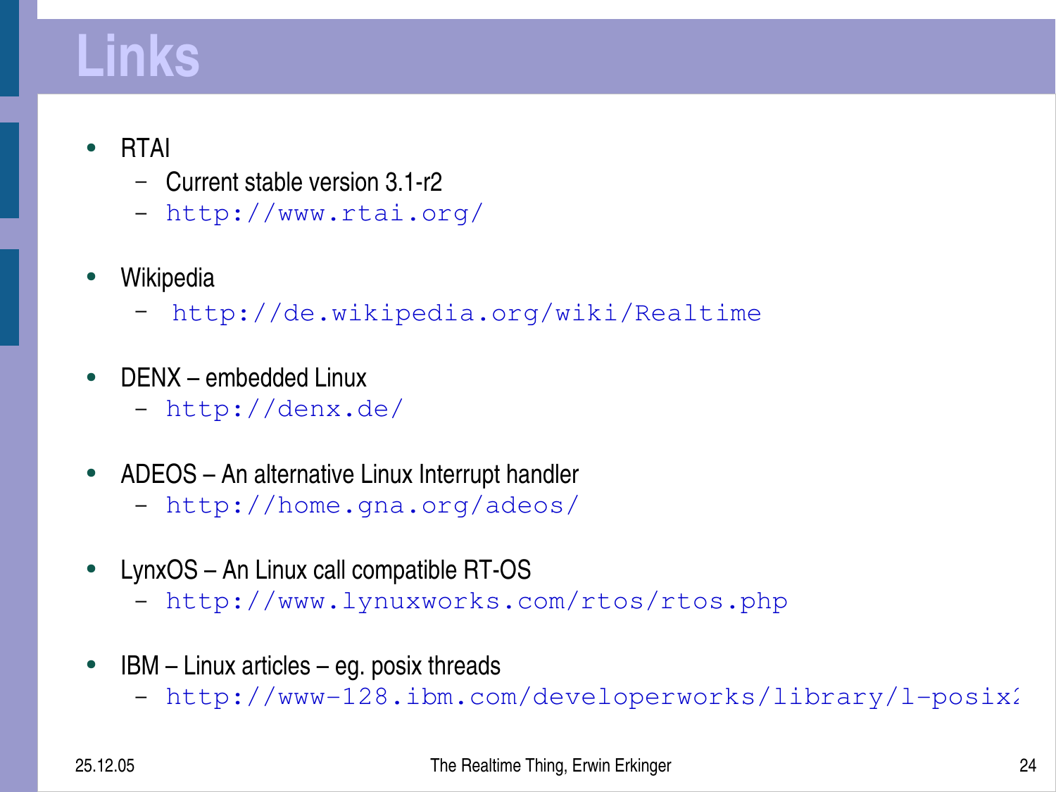# Links

- RTAI
  - Current stable version 3.1-r2
  - http://www.rtai.org/
- Wikipedia
  - http://de.wikipedia.org/wiki/Realtime
- DENX – embedded Linux
  - http://denx.de/
- ADEOS – An alternative Linux Interrupt handler
  - http://home.gna.org/adeos/
- LynxOS – An Linux call compatible RT-OS
  - http://www.lynuxworks.com/rtos/rtos.php
- IBM – Linux articles – eg. posix threads
  - http://www-128.ibm.com/developerworks/library/l-posix2